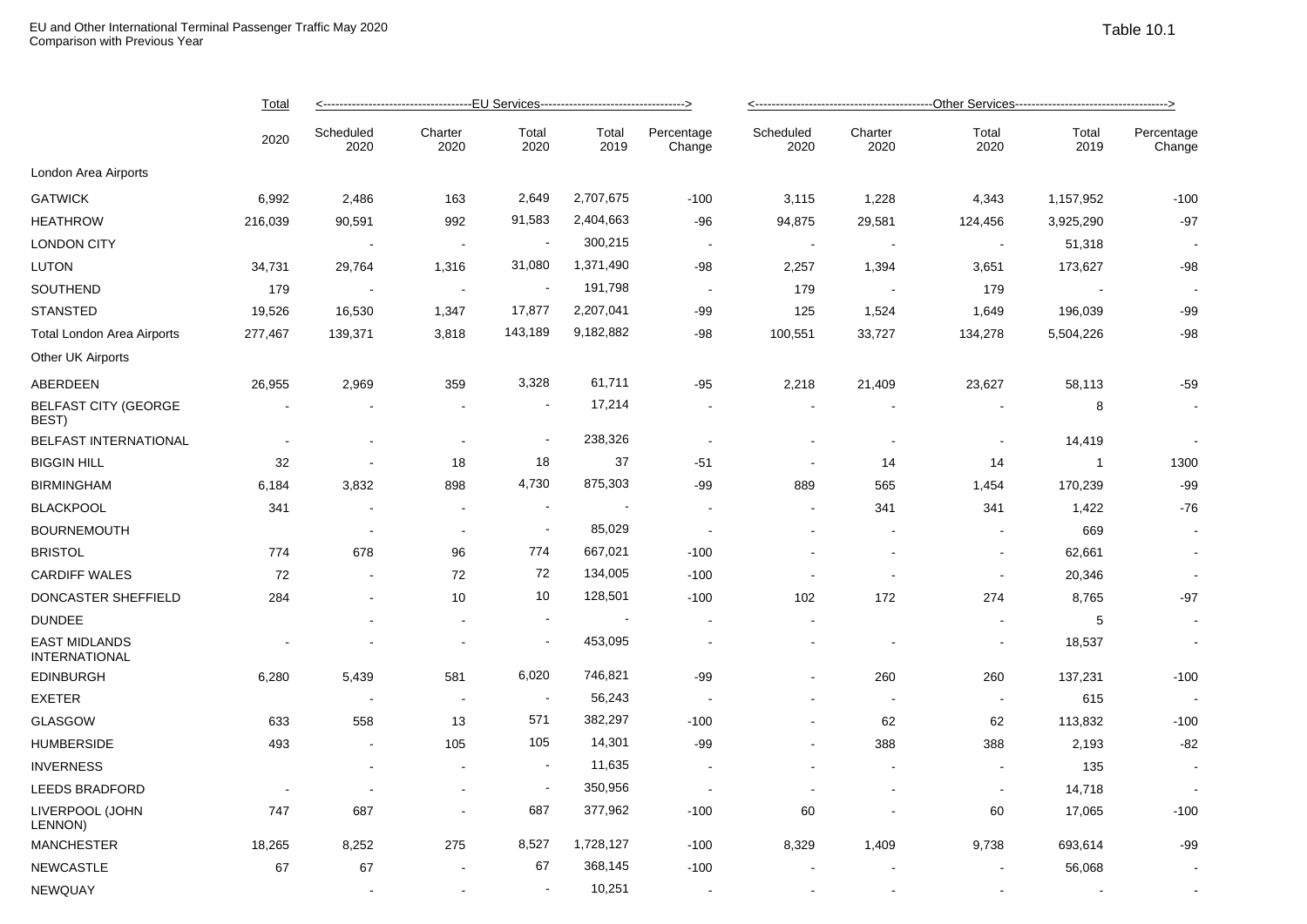EU and Other International Terminal Passenger Traffic May 2020
Comparison with Previous Year

Table 10.1

| | Total | <---EU Services---> | | | | | <---Other Services---> | | | | |
|---|---|---|---|---|---|---|---|---|---|---|---|
| | 2020 | Scheduled 2020 | Charter 2020 | Total 2020 | Total 2019 | Percentage Change | Scheduled 2020 | Charter 2020 | Total 2020 | Total 2019 | Percentage Change |
| London Area Airports | | | | | | | | | | | |
| GATWICK | 6,992 | 2,486 | 163 | 2,649 | 2,707,675 | -100 | 3,115 | 1,228 | 4,343 | 1,157,952 | -100 |
| HEATHROW | 216,039 | 90,591 | 992 | 91,583 | 2,404,663 | -96 | 94,875 | 29,581 | 124,456 | 3,925,290 | -97 |
| LONDON CITY | | - | - | - | 300,215 | - | - | - | - | 51,318 | - |
| LUTON | 34,731 | 29,764 | 1,316 | 31,080 | 1,371,490 | -98 | 2,257 | 1,394 | 3,651 | 173,627 | -98 |
| SOUTHEND | 179 | - | - | - | 191,798 | - | 179 | - | 179 | - | - |
| STANSTED | 19,526 | 16,530 | 1,347 | 17,877 | 2,207,041 | -99 | 125 | 1,524 | 1,649 | 196,039 | -99 |
| Total London Area Airports | 277,467 | 139,371 | 3,818 | 143,189 | 9,182,882 | -98 | 100,551 | 33,727 | 134,278 | 5,504,226 | -98 |
| Other UK Airports | | | | | | | | | | | |
| ABERDEEN | 26,955 | 2,969 | 359 | 3,328 | 61,711 | -95 | 2,218 | 21,409 | 23,627 | 58,113 | -59 |
| BELFAST CITY (GEORGE BEST) | - | - | - | - | 17,214 | - | - | - | - | 8 | - |
| BELFAST INTERNATIONAL | - | - | - | - | 238,326 | - | - | - | - | 14,419 | - |
| BIGGIN HILL | 32 | - | 18 | 18 | 37 | -51 | - | 14 | 14 | 1 | 1300 |
| BIRMINGHAM | 6,184 | 3,832 | 898 | 4,730 | 875,303 | -99 | 889 | 565 | 1,454 | 170,239 | -99 |
| BLACKPOOL | 341 | - | - | - | - | - | - | 341 | 341 | 1,422 | -76 |
| BOURNEMOUTH | | - | - | - | 85,029 | - | - | - | - | 669 | - |
| BRISTOL | 774 | 678 | 96 | 774 | 667,021 | -100 | - | - | - | 62,661 | - |
| CARDIFF WALES | 72 | - | 72 | 72 | 134,005 | -100 | - | - | - | 20,346 | - |
| DONCASTER SHEFFIELD | 284 | - | 10 | 10 | 128,501 | -100 | 102 | 172 | 274 | 8,765 | -97 |
| DUNDEE | | - | - | - | - | - | - | | - | 5 | - |
| EAST MIDLANDS INTERNATIONAL | - | - | - | - | 453,095 | - | - | - | - | 18,537 | - |
| EDINBURGH | 6,280 | 5,439 | 581 | 6,020 | 746,821 | -99 | - | 260 | 260 | 137,231 | -100 |
| EXETER | | - | - | - | 56,243 | - | - | - | - | 615 | - |
| GLASGOW | 633 | 558 | 13 | 571 | 382,297 | -100 | - | 62 | 62 | 113,832 | -100 |
| HUMBERSIDE | 493 | - | 105 | 105 | 14,301 | -99 | - | 388 | 388 | 2,193 | -82 |
| INVERNESS | | - | - | - | 11,635 | - | - | - | - | 135 | - |
| LEEDS BRADFORD | - | - | - | - | 350,956 | - | - | - | - | 14,718 | - |
| LIVERPOOL (JOHN LENNON) | 747 | 687 | - | 687 | 377,962 | -100 | 60 | - | 60 | 17,065 | -100 |
| MANCHESTER | 18,265 | 8,252 | 275 | 8,527 | 1,728,127 | -100 | 8,329 | 1,409 | 9,738 | 693,614 | -99 |
| NEWCASTLE | 67 | 67 | - | 67 | 368,145 | -100 | - | - | - | 56,068 | - |
| NEWQUAY | | - | - | - | 10,251 | - | - | - | - | - | - |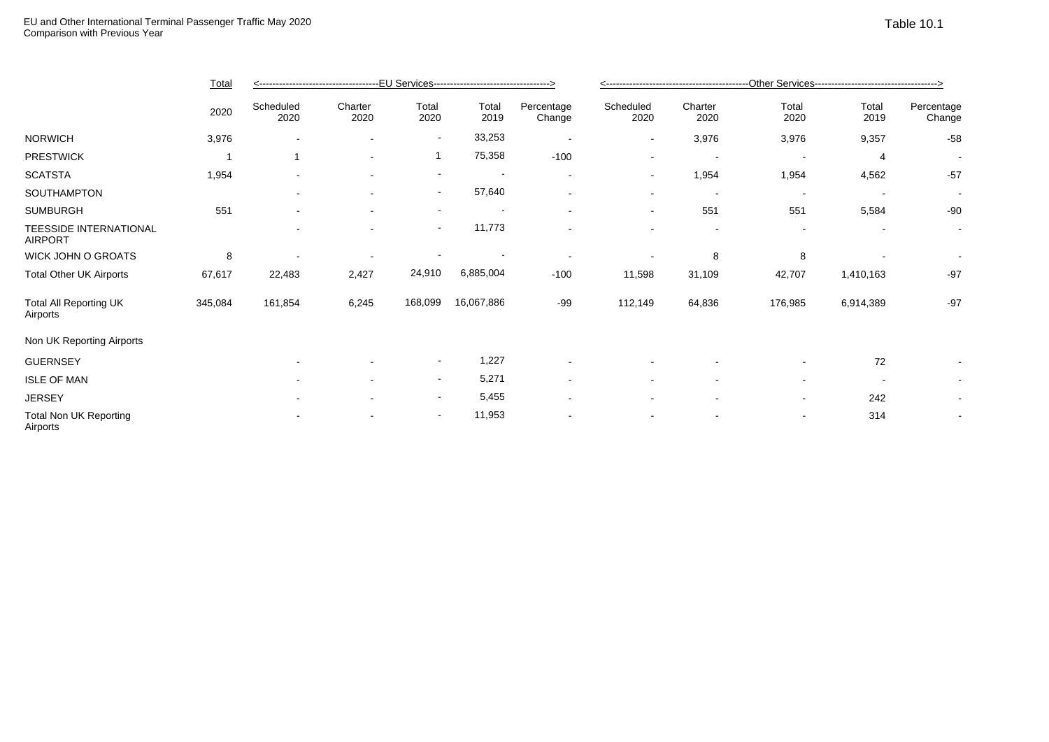EU and Other International Terminal Passenger Traffic May 2020
Comparison with Previous Year

Table 10.1

| | Total | EU Services | | | | | Other Services | | | | |
|---|---|---|---|---|---|---|---|---|---|---|---|
| | 2020 | Scheduled 2020 | Charter 2020 | Total 2020 | Total 2019 | Percentage Change | Scheduled 2020 | Charter 2020 | Total 2020 | Total 2019 | Percentage Change |
| NORWICH | 3,976 | - | - | - | 33,253 | - | - | 3,976 | 3,976 | 9,357 | -58 |
| PRESTWICK | 1 | 1 | - | 1 | 75,358 | -100 | - | - | - | 4 | - |
| SCATSTA | 1,954 | - | - | - | - | - | - | 1,954 | 1,954 | 4,562 | -57 |
| SOUTHAMPTON | | - | - | - | 57,640 | - | - | - | - | - | - |
| SUMBURGH | 551 | - | - | - | - | - | - | 551 | 551 | 5,584 | -90 |
| TEESSIDE INTERNATIONAL AIRPORT | | - | - | - | 11,773 | - | - | - | - | - | - |
| WICK JOHN O GROATS | 8 | - | - | - | - | - | - | 8 | 8 | - | - |
| Total Other UK Airports | 67,617 | 22,483 | 2,427 | 24,910 | 6,885,004 | -100 | 11,598 | 31,109 | 42,707 | 1,410,163 | -97 |
| Total All Reporting UK Airports | 345,084 | 161,854 | 6,245 | 168,099 | 16,067,886 | -99 | 112,149 | 64,836 | 176,985 | 6,914,389 | -97 |
| Non UK Reporting Airports | | | | | | | | | | | |
| GUERNSEY | | - | - | - | 1,227 | - | - | - | - | 72 | - |
| ISLE OF MAN | | - | - | - | 5,271 | - | - | - | - | - | - |
| JERSEY | | - | - | - | 5,455 | - | - | - | - | 242 | - |
| Total Non UK Reporting Airports | | - | - | - | 11,953 | - | - | - | - | 314 | - |